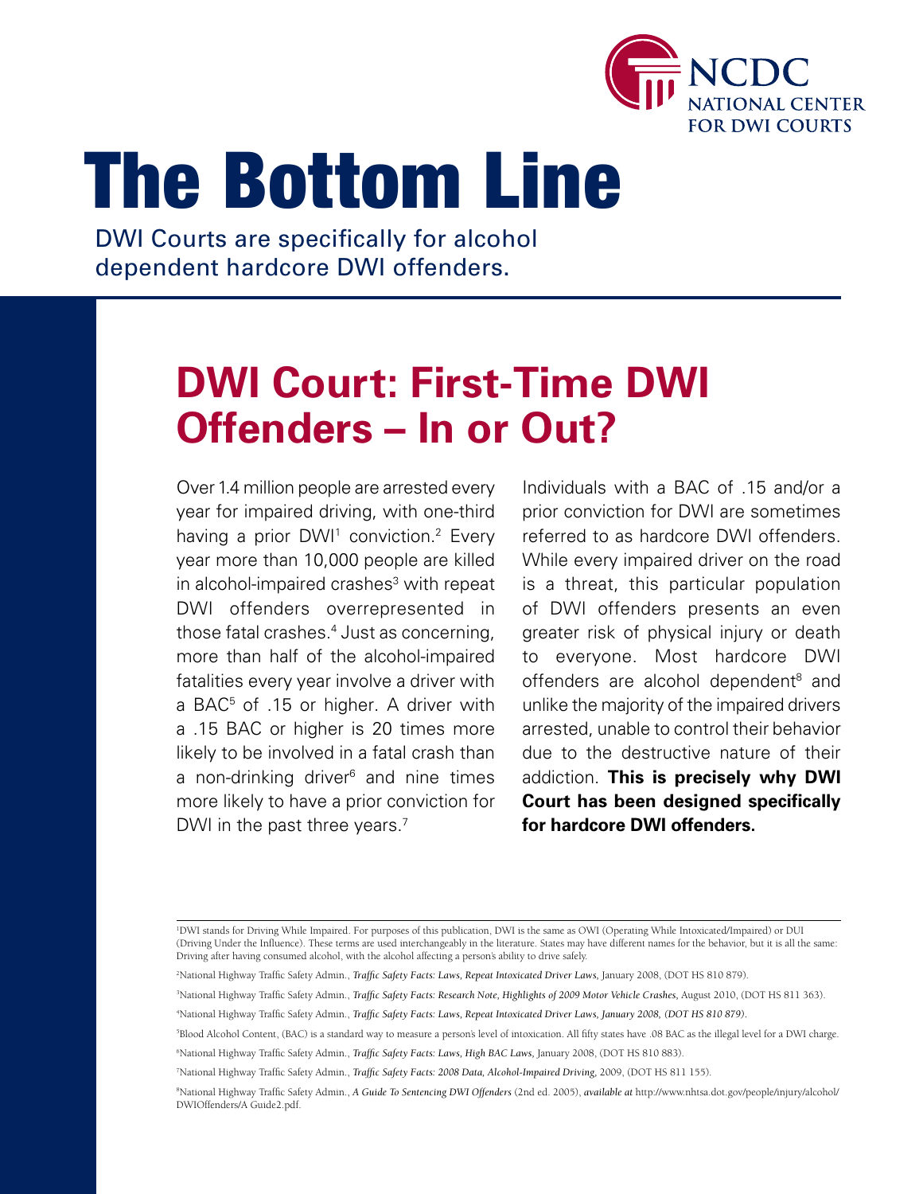NCDC
NATIONAL CENTER FOR DWI COURTS

# The Bottom Line

DWI Courts are specifically for alcohol dependent hardcore DWI offenders.

## DWI Court: First-Time DWI Offenders – In or Out?

Over 1.4 million people are arrested every year for impaired driving, with one-third having a prior DWI[1] conviction.[2] Every year more than 10,000 people are killed in alcohol-impaired crashes[3] with repeat DWI offenders overrepresented in those fatal crashes.[4] Just as concerning, more than half of the alcohol-impaired fatalities every year involve a driver with a BAC[5] of .15 or higher. A driver with a .15 BAC or higher is 20 times more likely to be involved in a fatal crash than a non-drinking driver[6] and nine times more likely to have a prior conviction for DWI in the past three years.[7]

Individuals with a BAC of .15 and/or a prior conviction for DWI are sometimes referred to as hardcore DWI offenders. While every impaired driver on the road is a threat, this particular population of DWI offenders presents an even greater risk of physical injury or death to everyone. Most hardcore DWI offenders are alcohol dependent[8] and unlike the majority of the impaired drivers arrested, unable to control their behavior due to the destructive nature of their addiction. **This is precisely why DWI Court has been designed specifically for hardcore DWI offenders.**

---

[1]DWI stands for Driving While Impaired. For purposes of this publication, DWI is the same as OWI (Operating While Intoxicated/Impaired) or DUI (Driving Under the Influence). These terms are used interchangeably in the literature. States may have different names for the behavior, but it is all the same: Driving after having consumed alcohol, with the alcohol affecting a person's ability to drive safely.

[2]National Highway Traffic Safety Admin., *Traffic Safety Facts: Laws, Repeat Intoxicated Driver Laws,* January 2008, (DOT HS 810 879).

[3]National Highway Traffic Safety Admin., *Traffic Safety Facts: Research Note, Highlights of 2009 Motor Vehicle Crashes,* August 2010, (DOT HS 811 363).

[4]National Highway Traffic Safety Admin., *Traffic Safety Facts: Laws, Repeat Intoxicated Driver Laws, January 2008, (DOT HS 810 879).*

[5]Blood Alcohol Content, (BAC) is a standard way to measure a person's level of intoxication. All fifty states have .08 BAC as the illegal level for a DWI charge.

[6]National Highway Traffic Safety Admin., *Traffic Safety Facts: Laws, High BAC Laws,* January 2008, (DOT HS 810 883).

[7]National Highway Traffic Safety Admin., *Traffic Safety Facts: 2008 Data, Alcohol-Impaired Driving,* 2009, (DOT HS 811 155).

[8]National Highway Traffic Safety Admin., *A Guide To Sentencing DWI Offenders* (2nd ed. 2005), *available at* http://www.nhtsa.dot.gov/people/injury/alcohol/DWIOffenders/A Guide2.pdf.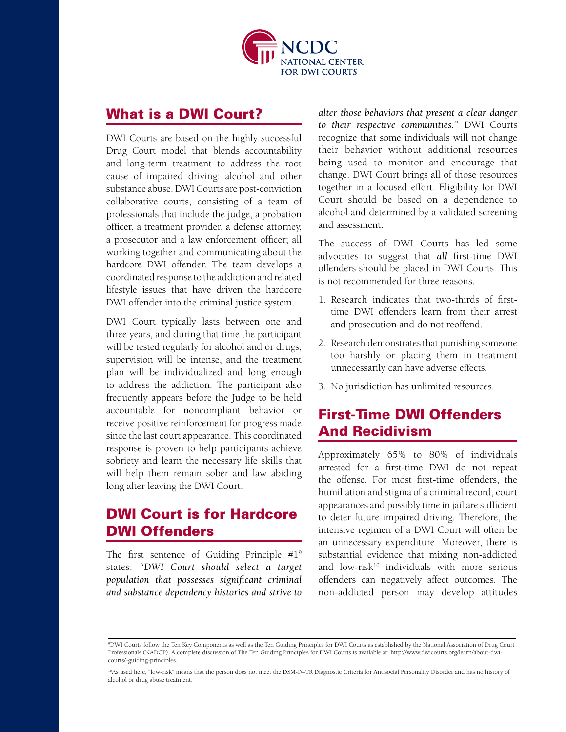# NCDC NATIONAL CENTER FOR DWI COURTS

## What is a DWI Court?

DWI Courts are based on the highly successful Drug Court model that blends accountability and long-term treatment to address the root cause of impaired driving: alcohol and other substance abuse. DWI Courts are post-conviction collaborative courts, consisting of a team of professionals that include the judge, a probation officer, a treatment provider, a defense attorney, a prosecutor and a law enforcement officer; all working together and communicating about the hardcore DWI offender. The team develops a coordinated response to the addiction and related lifestyle issues that have driven the hardcore DWI offender into the criminal justice system.

DWI Court typically lasts between one and three years, and during that time the participant will be tested regularly for alcohol and or drugs, supervision will be intense, and the treatment plan will be individualized and long enough to address the addiction. The participant also frequently appears before the Judge to be held accountable for noncompliant behavior or receive positive reinforcement for progress made since the last court appearance. This coordinated response is proven to help participants achieve sobriety and learn the necessary life skills that will help them remain sober and law abiding long after leaving the DWI Court.

## DWI Court is for Hardcore DWI Offenders

The first sentence of Guiding Principle #1[9] states: *"DWI Court should select a target population that possesses significant criminal and substance dependency histories and strive to alter those behaviors that present a clear danger to their respective communities."* DWI Courts recognize that some individuals will not change their behavior without additional resources being used to monitor and encourage that change. DWI Court brings all of those resources together in a focused effort. Eligibility for DWI Court should be based on a dependence to alcohol and determined by a validated screening and assessment.

The success of DWI Courts has led some advocates to suggest that *all* first-time DWI offenders should be placed in DWI Courts. This is not recommended for three reasons.

1. Research indicates that two-thirds of first-time DWI offenders learn from their arrest and prosecution and do not reoffend.
2. Research demonstrates that punishing someone too harshly or placing them in treatment unnecessarily can have adverse effects.
3. No jurisdiction has unlimited resources.

## First-Time DWI Offenders And Recidivism

Approximately 65% to 80% of individuals arrested for a first-time DWI do not repeat the offense. For most first-time offenders, the humiliation and stigma of a criminal record, court appearances and possibly time in jail are sufficient to deter future impaired driving. Therefore, the intensive regimen of a DWI Court will often be an unnecessary expenditure. Moreover, there is substantial evidence that mixing non-addicted and low-risk[10] individuals with more serious offenders can negatively affect outcomes. The non-addicted person may develop attitudes

---

[9]DWI Courts follow the Ten Key Components as well as the Ten Guiding Principles for DWI Courts as established by the National Association of Drug Court Professionals (NADCP). A complete discussion of The Ten Guiding Principles for DWI Courts is available at: http://www.dwicourts.org/learn/about-dwi-courts/-guiding-principles.

[10]As used here, "low-risk" means that the person does not meet the DSM-IV-TR Diagnostic Criteria for Antisocial Personality Disorder and has no history of alcohol or drug abuse treatment.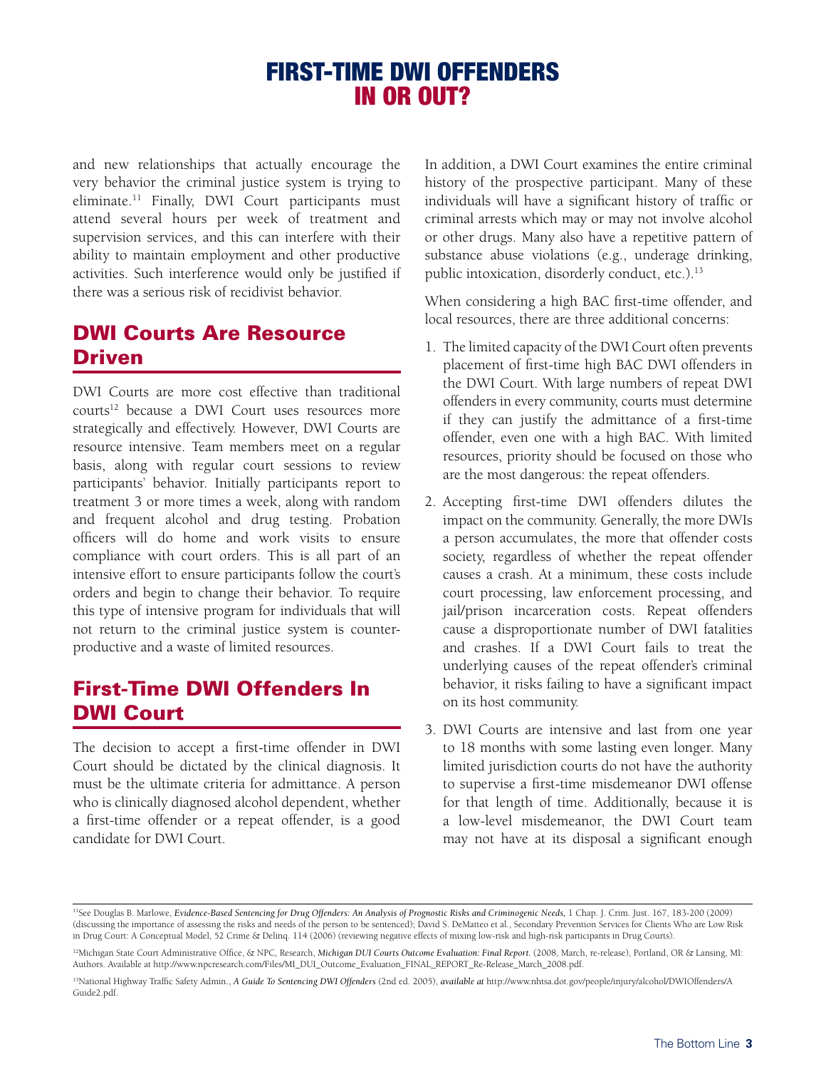and new relationships that actually encourage the very behavior the criminal justice system is trying to eliminate.[11] Finally, DWI Court participants must attend several hours per week of treatment and supervision services, and this can interfere with their ability to maintain employment and other productive activities. Such interference would only be justified if there was a serious risk of recidivist behavior.

## DWI Courts Are Resource Driven

DWI Courts are more cost effective than traditional courts[12] because a DWI Court uses resources more strategically and effectively. However, DWI Courts are resource intensive. Team members meet on a regular basis, along with regular court sessions to review participants' behavior. Initially participants report to treatment 3 or more times a week, along with random and frequent alcohol and drug testing. Probation officers will do home and work visits to ensure compliance with court orders. This is all part of an intensive effort to ensure participants follow the court's orders and begin to change their behavior. To require this type of intensive program for individuals that will not return to the criminal justice system is counter-productive and a waste of limited resources.

## First-Time DWI Offenders In DWI Court

The decision to accept a first-time offender in DWI Court should be dictated by the clinical diagnosis. It must be the ultimate criteria for admittance. A person who is clinically diagnosed alcohol dependent, whether a first-time offender or a repeat offender, is a good candidate for DWI Court.

In addition, a DWI Court examines the entire criminal history of the prospective participant. Many of these individuals will have a significant history of traffic or criminal arrests which may or may not involve alcohol or other drugs. Many also have a repetitive pattern of substance abuse violations (e.g., underage drinking, public intoxication, disorderly conduct, etc.).[13]

When considering a high BAC first-time offender, and local resources, there are three additional concerns:

1. The limited capacity of the DWI Court often prevents placement of first-time high BAC DWI offenders in the DWI Court. With large numbers of repeat DWI offenders in every community, courts must determine if they can justify the admittance of a first-time offender, even one with a high BAC. With limited resources, priority should be focused on those who are the most dangerous: the repeat offenders.
2. Accepting first-time DWI offenders dilutes the impact on the community. Generally, the more DWIs a person accumulates, the more that offender costs society, regardless of whether the repeat offender causes a crash. At a minimum, these costs include court processing, law enforcement processing, and jail/prison incarceration costs. Repeat offenders cause a disproportionate number of DWI fatalities and crashes. If a DWI Court fails to treat the underlying causes of the repeat offender's criminal behavior, it risks failing to have a significant impact on its host community.
3. DWI Courts are intensive and last from one year to 18 months with some lasting even longer. Many limited jurisdiction courts do not have the authority to supervise a first-time misdemeanor DWI offense for that length of time. Additionally, because it is a low-level misdemeanor, the DWI Court team may not have at its disposal a significant enough

---

[11] See Douglas B. Marlowe, *Evidence-Based Sentencing for Drug Offenders: An Analysis of Prognostic Risks and Criminogenic Needs,* 1 Chap. J. Crim. Just. 167, 183-200 (2009) (discussing the importance of assessing the risks and needs of the person to be sentenced); David S. DeMatteo et al., Secondary Prevention Services for Clients Who are Low Risk in Drug Court: A Conceptual Model, 52 Crime & Delinq. 114 (2006) (reviewing negative effects of mixing low-risk and high-risk participants in Drug Courts).

[12] Michigan State Court Administrative Office, & NPC, Research, *Michigan DUI Courts Outcome Evaluation: Final Report.* (2008, March, re-release), Portland, OR & Lansing, MI: Authors. Available at http://www.npcresearch.com/Files/MI_DUI_Outcome_Evaluation_FINAL_REPORT_Re-Release_March_2008.pdf.

[13] National Highway Traffic Safety Admin., *A Guide To Sentencing DWI Offenders* (2nd ed. 2005), *available at* http://www.nhtsa.dot.gov/people/injury/alcohol/DWIOffenders/AGuide2.pdf.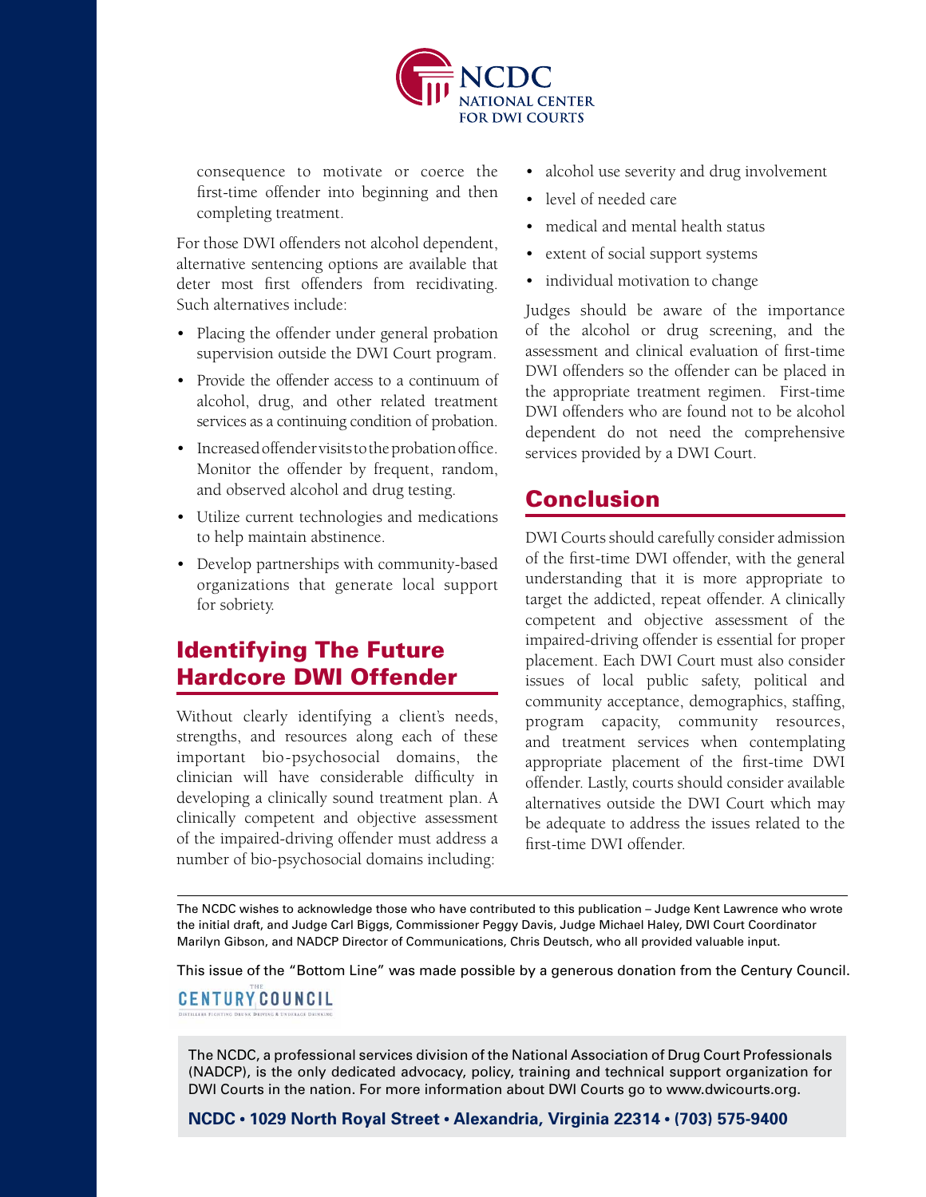consequence to motivate or coerce the first-time offender into beginning and then completing treatment.

For those DWI offenders not alcohol dependent, alternative sentencing options are available that deter most first offenders from recidivating. Such alternatives include:

- Placing the offender under general probation supervision outside the DWI Court program.
- Provide the offender access to a continuum of alcohol, drug, and other related treatment services as a continuing condition of probation.
- Increased offender visits to the probation office. Monitor the offender by frequent, random, and observed alcohol and drug testing.
- Utilize current technologies and medications to help maintain abstinence.
- Develop partnerships with community-based organizations that generate local support for sobriety.

## Identifying The Future Hardcore DWI Offender

Without clearly identifying a client's needs, strengths, and resources along each of these important bio-psychosocial domains, the clinician will have considerable difficulty in developing a clinically sound treatment plan. A clinically competent and objective assessment of the impaired-driving offender must address a number of bio-psychosocial domains including:

- alcohol use severity and drug involvement
- level of needed care
- medical and mental health status
- extent of social support systems
- individual motivation to change

Judges should be aware of the importance of the alcohol or drug screening, and the assessment and clinical evaluation of first-time DWI offenders so the offender can be placed in the appropriate treatment regimen. First-time DWI offenders who are found not to be alcohol dependent do not need the comprehensive services provided by a DWI Court.

## Conclusion

DWI Courts should carefully consider admission of the first-time DWI offender, with the general understanding that it is more appropriate to target the addicted, repeat offender. A clinically competent and objective assessment of the impaired-driving offender is essential for proper placement. Each DWI Court must also consider issues of local public safety, political and community acceptance, demographics, staffing, program capacity, community resources, and treatment services when contemplating appropriate placement of the first-time DWI offender. Lastly, courts should consider available alternatives outside the DWI Court which may be adequate to address the issues related to the first-time DWI offender.

---

The NCDC wishes to acknowledge those who have contributed to this publication – Judge Kent Lawrence who wrote the initial draft, and Judge Carl Biggs, Commissioner Peggy Davis, Judge Michael Haley, DWI Court Coordinator Marilyn Gibson, and NADCP Director of Communications, Chris Deutsch, who all provided valuable input.

This issue of the "Bottom Line" was made possible by a generous donation from the Century Council.

THE CENTURY COUNCIL
Distillers Fighting Drunk Driving & Underage Drinking

The NCDC, a professional services division of the National Association of Drug Court Professionals (NADCP), is the only dedicated advocacy, policy, training and technical support organization for DWI Courts in the nation. For more information about DWI Courts go to www.dwicourts.org.

**NCDC • 1029 North Royal Street • Alexandria, Virginia 22314 • (703) 575-9400**